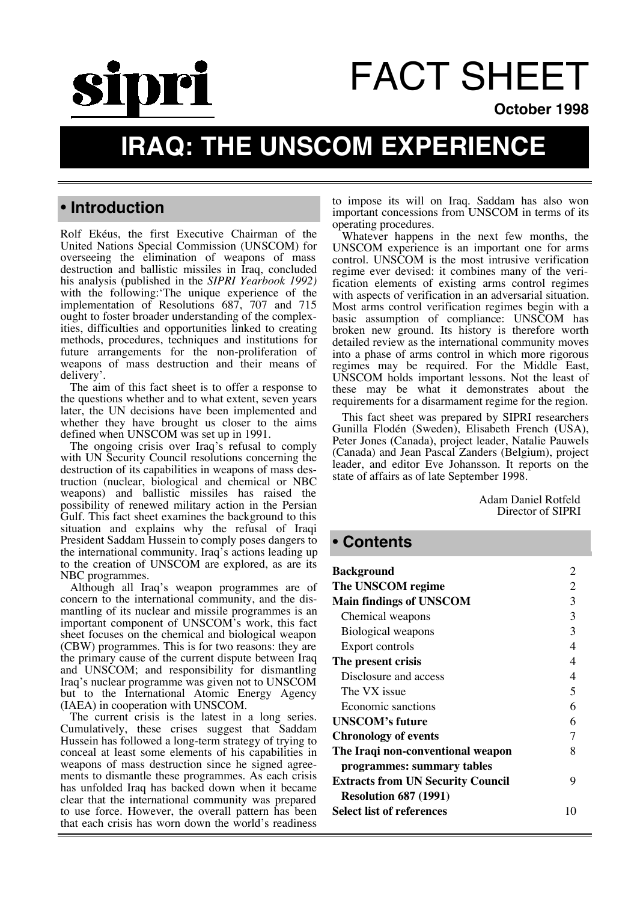sipri

# FACT SHEET

**October 1998**

# IRAQ: THE UNSCOM EXPERIENCE

## • Introduction

Rolf Ekéus, the first Executive Chairman of the United Nations Special Commission (UNSCOM) for overseeing the elimination of weapons of mass destruction and ballistic missiles in Iraq, concluded his analysis (published in the *SIPRI Yearbook 1992)* with the following:'The unique experience of the implementation of Resolutions 687, 707 and 715 ought to foster broader understanding of the complexities, difficulties and opportunities linked to creating methods, procedures, techniques and institutions for future arrangements for the non-proliferation of weapons of mass destruction and their means of delivery'.

The aim of this fact sheet is to offer a response to the questions whether and to what extent, seven years later, the UN decisions have been implemented and whether they have brought us closer to the aims defined when UNSCOM was set up in 1991.

The ongoing crisis over Iraq's refusal to comply with UN Security Council resolutions concerning the destruction of its capabilities in weapons of mass destruction (nuclear, biological and chemical or NBC weapons) and ballistic missiles has raised the possibility of renewed military action in the Persian Gulf. This fact sheet examines the background to this situation and explains why the refusal of Iraqi President Saddam Hussein to comply poses dangers to the international community. Iraq's actions leading up to the creation of UNSCOM are explored, as are its NBC programmes.

Although all Iraq's weapon programmes are of concern to the international community, and the dismantling of its nuclear and missile programmes is an important component of UNSCOM's work, this fact sheet focuses on the chemical and biological weapon (CBW) programmes. This is for two reasons: they are the primary cause of the current dispute between Iraq and UNSCOM; and responsibility for dismantling Iraq's nuclear programme was given not to UNSCOM but to the International Atomic Energy Agency (IAEA) in cooperation with UNSCOM.

The current crisis is the latest in a long series. Cumulatively, these crises suggest that Saddam Hussein has followed a long-term strategy of trying to conceal at least some elements of his capabilities in weapons of mass destruction since he signed agreements to dismantle these programmes. As each crisis has unfolded Iraq has backed down when it became clear that the international community was prepared to use force. However, the overall pattern has been that each crisis has worn down the world's readiness to impose its will on Iraq. Saddam has also won important concessions from UNSCOM in terms of its operating procedures.

Whatever happens in the next few months, the UNSCOM experience is an important one for arms control. UNSCOM is the most intrusive verification regime ever devised: it combines many of the verification elements of existing arms control regimes with aspects of verification in an adversarial situation. Most arms control verification regimes begin with a basic assumption of compliance: UNSCOM has broken new ground. Its history is therefore worth detailed review as the international community moves into a phase of arms control in which more rigorous regimes may be required. For the Middle East, UNSCOM holds important lessons. Not the least of these may be what it demonstrates about the requirements for a disarmament regime for the region.

This fact sheet was prepared by SIPRI researchers Gunilla Flodén (Sweden), Elisabeth French (USA), Peter Jones (Canada), project leader, Natalie Pauwels (Canada) and Jean Pascal Zanders (Belgium), project leader, and editor Eve Johansson. It reports on the state of affairs as of late September 1998.

Adam Daniel Rotfeld
Director of SIPRI

## • Contents

| | |
|---|---|
| **Background** | 2 |
| **The UNSCOM regime** | 2 |
| **Main findings of UNSCOM** | 3 |
| Chemical weapons | 3 |
| Biological weapons | 3 |
| Export controls | 4 |
| **The present crisis** | 4 |
| Disclosure and access | 4 |
| The VX issue | 5 |
| Economic sanctions | 6 |
| **UNSCOM's future** | 6 |
| **Chronology of events** | 7 |
| **The Iraqi non-conventional weapon programmes: summary tables** | 8 |
| **Extracts from UN Security Council Resolution 687 (1991)** | 9 |
| **Select list of references** | 10 |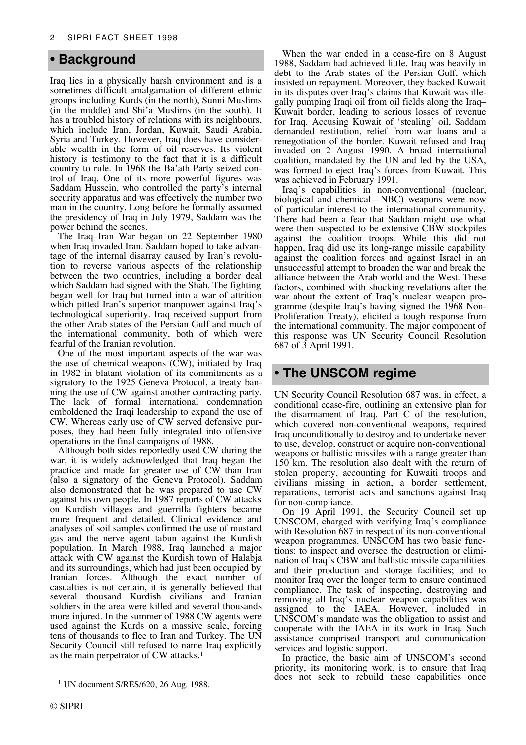## • Background

Iraq lies in a physically harsh environment and is a sometimes difficult amalgamation of different ethnic groups including Kurds (in the north), Sunni Muslims (in the middle) and Shi'a Muslims (in the south). It has a troubled history of relations with its neighbours, which include Iran, Jordan, Kuwait, Saudi Arabia, Syria and Turkey. However, Iraq does have considerable wealth in the form of oil reserves. Its violent history is testimony to the fact that it is a difficult country to rule. In 1968 the Ba'ath Party seized control of Iraq. One of its more powerful figures was Saddam Hussein, who controlled the party's internal security apparatus and was effectively the number two man in the country. Long before he formally assumed the presidency of Iraq in July 1979, Saddam was the power behind the scenes.

The Iraq–Iran War began on 22 September 1980 when Iraq invaded Iran. Saddam hoped to take advantage of the internal disarray caused by Iran's revolution to reverse various aspects of the relationship between the two countries, including a border deal which Saddam had signed with the Shah. The fighting began well for Iraq but turned into a war of attrition which pitted Iran's superior manpower against Iraq's technological superiority. Iraq received support from the other Arab states of the Persian Gulf and much of the international community, both of which were fearful of the Iranian revolution.

One of the most important aspects of the war was the use of chemical weapons (CW), initiated by Iraq in 1982 in blatant violation of its commitments as a signatory to the 1925 Geneva Protocol, a treaty banning the use of CW against another contracting party. The lack of formal international condemnation emboldened the Iraqi leadership to expand the use of CW. Whereas early use of CW served defensive purposes, they had been fully integrated into offensive operations in the final campaigns of 1988.

Although both sides reportedly used CW during the war, it is widely acknowledged that Iraq began the practice and made far greater use of CW than Iran (also a signatory of the Geneva Protocol). Saddam also demonstrated that he was prepared to use CW against his own people. In 1987 reports of CW attacks on Kurdish villages and guerrilla fighters became more frequent and detailed. Clinical evidence and analyses of soil samples confirmed the use of mustard gas and the nerve agent tabun against the Kurdish population. In March 1988, Iraq launched a major attack with CW against the Kurdish town of Halabja and its surroundings, which had just been occupied by Iranian forces. Although the exact number of casualties is not certain, it is generally believed that several thousand Kurdish civilians and Iranian soldiers in the area were killed and several thousands more injured. In the summer of 1988 CW agents were used against the Kurds on a massive scale, forcing tens of thousands to flee to Iran and Turkey. The UN Security Council still refused to name Iraq explicitly as the main perpetrator of CW attacks.[1]

When the war ended in a cease-fire on 8 August 1988, Saddam had achieved little. Iraq was heavily in debt to the Arab states of the Persian Gulf, which insisted on repayment. Moreover, they backed Kuwait in its disputes over Iraq's claims that Kuwait was illegally pumping Iraqi oil from oil fields along the Iraq–Kuwait border, leading to serious losses of revenue for Iraq. Accusing Kuwait of 'stealing' oil, Saddam demanded restitution, relief from war loans and a renegotiation of the border. Kuwait refused and Iraq invaded on 2 August 1990. A broad international coalition, mandated by the UN and led by the USA, was formed to eject Iraq's forces from Kuwait. This was achieved in February 1991.

Iraq's capabilities in non-conventional (nuclear, biological and chemical—NBC) weapons were now of particular interest to the international community. There had been a fear that Saddam might use what were then suspected to be extensive CBW stockpiles against the coalition troops. While this did not happen, Iraq did use its long-range missile capability against the coalition forces and against Israel in an unsuccessful attempt to broaden the war and break the alliance between the Arab world and the West. These factors, combined with shocking revelations after the war about the extent of Iraq's nuclear weapon programme (despite Iraq's having signed the 1968 Non-Proliferation Treaty), elicited a tough response from the international community. The major component of this response was UN Security Council Resolution 687 of 3 April 1991.

## • The UNSCOM regime

UN Security Council Resolution 687 was, in effect, a conditional cease-fire, outlining an extensive plan for the disarmament of Iraq. Part C of the resolution, which covered non-conventional weapons, required Iraq unconditionally to destroy and to undertake never to use, develop, construct or acquire non-conventional weapons or ballistic missiles with a range greater than 150 km. The resolution also dealt with the return of stolen property, accounting for Kuwaiti troops and civilians missing in action, a border settlement, reparations, terrorist acts and sanctions against Iraq for non-compliance.

On 19 April 1991, the Security Council set up UNSCOM, charged with verifying Iraq's compliance with Resolution 687 in respect of its non-conventional weapon programmes. UNSCOM has two basic functions: to inspect and oversee the destruction or elimination of Iraq's CBW and ballistic missile capabilities and their production and storage facilities; and to monitor Iraq over the longer term to ensure continued compliance. The task of inspecting, destroying and removing all Iraq's nuclear weapon capabilities was assigned to the IAEA. However, included in UNSCOM's mandate was the obligation to assist and cooperate with the IAEA in its work in Iraq. Such assistance comprised transport and communication services and logistic support.

In practice, the basic aim of UNSCOM's second priority, its monitoring work, is to ensure that Iraq does not seek to rebuild these capabilities once

[1] UN document S/RES/620, 26 Aug. 1988.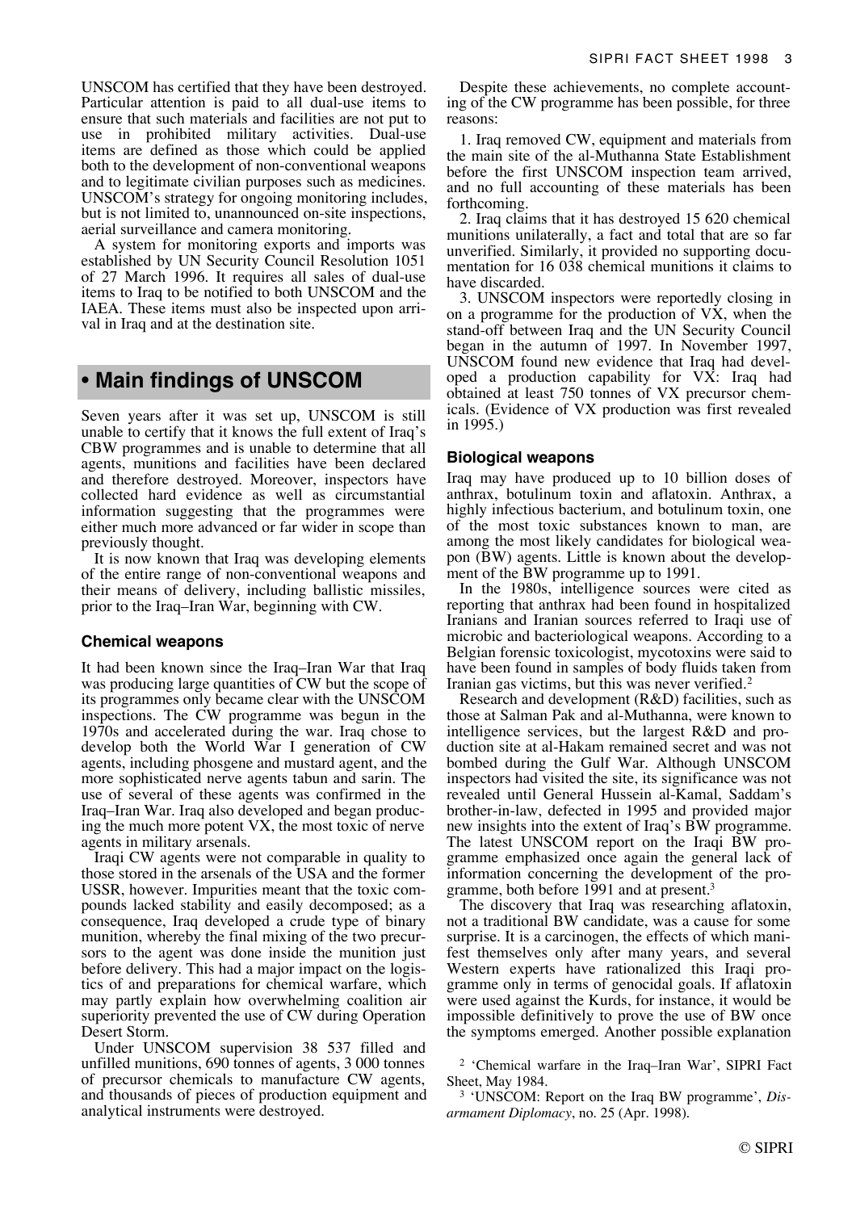UNSCOM has certified that they have been destroyed. Particular attention is paid to all dual-use items to ensure that such materials and facilities are not put to use in prohibited military activities. Dual-use items are defined as those which could be applied both to the development of non-conventional weapons and to legitimate civilian purposes such as medicines. UNSCOM's strategy for ongoing monitoring includes, but is not limited to, unannounced on-site inspections, aerial surveillance and camera monitoring.

A system for monitoring exports and imports was established by UN Security Council Resolution 1051 of 27 March 1996. It requires all sales of dual-use items to Iraq to be notified to both UNSCOM and the IAEA. These items must also be inspected upon arrival in Iraq and at the destination site.

## • Main findings of UNSCOM

Seven years after it was set up, UNSCOM is still unable to certify that it knows the full extent of Iraq's CBW programmes and is unable to determine that all agents, munitions and facilities have been declared and therefore destroyed. Moreover, inspectors have collected hard evidence as well as circumstantial information suggesting that the programmes were either much more advanced or far wider in scope than previously thought.

It is now known that Iraq was developing elements of the entire range of non-conventional weapons and their means of delivery, including ballistic missiles, prior to the Iraq–Iran War, beginning with CW.

### Chemical weapons

It had been known since the Iraq–Iran War that Iraq was producing large quantities of CW but the scope of its programmes only became clear with the UNSCOM inspections. The CW programme was begun in the 1970s and accelerated during the war. Iraq chose to develop both the World War I generation of CW agents, including phosgene and mustard agent, and the more sophisticated nerve agents tabun and sarin. The use of several of these agents was confirmed in the Iraq–Iran War. Iraq also developed and began producing the much more potent VX, the most toxic of nerve agents in military arsenals.

Iraqi CW agents were not comparable in quality to those stored in the arsenals of the USA and the former USSR, however. Impurities meant that the toxic compounds lacked stability and easily decomposed; as a consequence, Iraq developed a crude type of binary munition, whereby the final mixing of the two precursors to the agent was done inside the munition just before delivery. This had a major impact on the logistics of and preparations for chemical warfare, which may partly explain how overwhelming coalition air superiority prevented the use of CW during Operation Desert Storm.

Under UNSCOM supervision 38 537 filled and unfilled munitions, 690 tonnes of agents, 3 000 tonnes of precursor chemicals to manufacture CW agents, and thousands of pieces of production equipment and analytical instruments were destroyed.

Despite these achievements, no complete accounting of the CW programme has been possible, for three reasons:

1. Iraq removed CW, equipment and materials from the main site of the al-Muthanna State Establishment before the first UNSCOM inspection team arrived, and no full accounting of these materials has been forthcoming.
2. Iraq claims that it has destroyed 15 620 chemical munitions unilaterally, a fact and total that are so far unverified. Similarly, it provided no supporting documentation for 16 038 chemical munitions it claims to have discarded.
3. UNSCOM inspectors were reportedly closing in on a programme for the production of VX, when the stand-off between Iraq and the UN Security Council began in the autumn of 1997. In November 1997, UNSCOM found new evidence that Iraq had developed a production capability for VX: Iraq had obtained at least 750 tonnes of VX precursor chemicals. (Evidence of VX production was first revealed in 1995.)

### Biological weapons

Iraq may have produced up to 10 billion doses of anthrax, botulinum toxin and aflatoxin. Anthrax, a highly infectious bacterium, and botulinum toxin, one of the most toxic substances known to man, are among the most likely candidates for biological weapon (BW) agents. Little is known about the development of the BW programme up to 1991.

In the 1980s, intelligence sources were cited as reporting that anthrax had been found in hospitalized Iranians and Iranian sources referred to Iraqi use of microbic and bacteriological weapons. According to a Belgian forensic toxicologist, mycotoxins were said to have been found in samples of body fluids taken from Iranian gas victims, but this was never verified.[2]

Research and development (R&D) facilities, such as those at Salman Pak and al-Muthanna, were known to intelligence services, but the largest R&D and production site at al-Hakam remained secret and was not bombed during the Gulf War. Although UNSCOM inspectors had visited the site, its significance was not revealed until General Hussein al-Kamal, Saddam's brother-in-law, defected in 1995 and provided major new insights into the extent of Iraq's BW programme. The latest UNSCOM report on the Iraqi BW programme emphasized once again the general lack of information concerning the development of the programme, both before 1991 and at present.[3]

The discovery that Iraq was researching aflatoxin, not a traditional BW candidate, was a cause for some surprise. It is a carcinogen, the effects of which manifest themselves only after many years, and several Western experts have rationalized this Iraqi programme only in terms of genocidal goals. If aflatoxin were used against the Kurds, for instance, it would be impossible definitively to prove the use of BW once the symptoms emerged. Another possible explanation

[2] 'Chemical warfare in the Iraq–Iran War', SIPRI Fact Sheet, May 1984.

[3] 'UNSCOM: Report on the Iraq BW programme', *Disarmament Diplomacy*, no. 25 (Apr. 1998).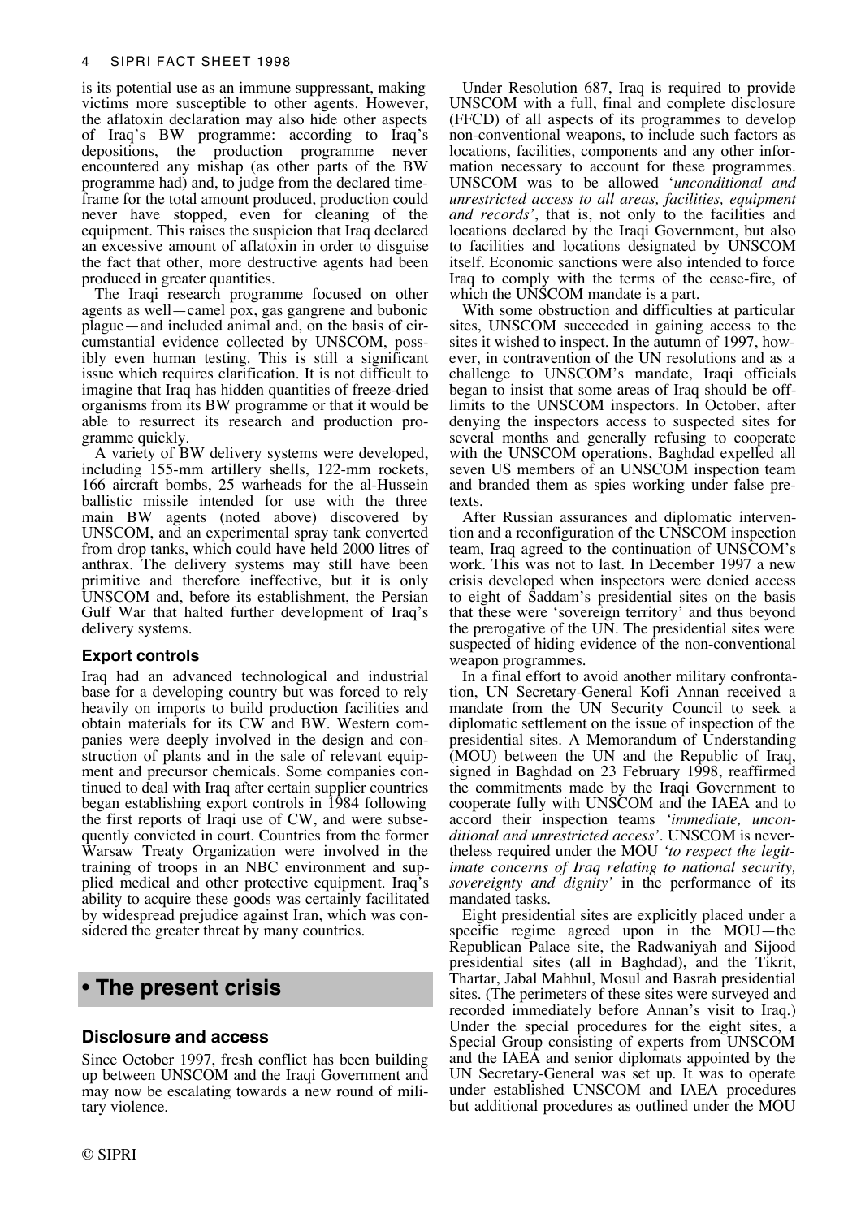is its potential use as an immune suppressant, making victims more susceptible to other agents. However, the aflatoxin declaration may also hide other aspects of Iraq's BW programme: according to Iraq's depositions, the production programme never encountered any mishap (as other parts of the BW programme had) and, to judge from the declared time-frame for the total amount produced, production could never have stopped, even for cleaning of the equipment. This raises the suspicion that Iraq declared an excessive amount of aflatoxin in order to disguise the fact that other, more destructive agents had been produced in greater quantities.

The Iraqi research programme focused on other agents as well—camel pox, gas gangrene and bubonic plague—and included animal and, on the basis of circumstantial evidence collected by UNSCOM, possibly even human testing. This is still a significant issue which requires clarification. It is not difficult to imagine that Iraq has hidden quantities of freeze-dried organisms from its BW programme or that it would be able to resurrect its research and production programme quickly.

A variety of BW delivery systems were developed, including 155-mm artillery shells, 122-mm rockets, 166 aircraft bombs, 25 warheads for the al-Hussein ballistic missile intended for use with the three main BW agents (noted above) discovered by UNSCOM, and an experimental spray tank converted from drop tanks, which could have held 2000 litres of anthrax. The delivery systems may still have been primitive and therefore ineffective, but it is only UNSCOM and, before its establishment, the Persian Gulf War that halted further development of Iraq's delivery systems.

### Export controls

Iraq had an advanced technological and industrial base for a developing country but was forced to rely heavily on imports to build production facilities and obtain materials for its CW and BW. Western companies were deeply involved in the design and construction of plants and in the sale of relevant equipment and precursor chemicals. Some companies continued to deal with Iraq after certain supplier countries began establishing export controls in 1984 following the first reports of Iraqi use of CW, and were subsequently convicted in court. Countries from the former Warsaw Treaty Organization were involved in the training of troops in an NBC environment and supplied medical and other protective equipment. Iraq's ability to acquire these goods was certainly facilitated by widespread prejudice against Iran, which was considered the greater threat by many countries.

## • The present crisis

### Disclosure and access

Since October 1997, fresh conflict has been building up between UNSCOM and the Iraqi Government and may now be escalating towards a new round of military violence.

Under Resolution 687, Iraq is required to provide UNSCOM with a full, final and complete disclosure (FFCD) of all aspects of its programmes to develop non-conventional weapons, to include such factors as locations, facilities, components and any other information necessary to account for these programmes. UNSCOM was to be allowed '*unconditional and unrestricted access to all areas, facilities, equipment and records*', that is, not only to the facilities and locations declared by the Iraqi Government, but also to facilities and locations designated by UNSCOM itself. Economic sanctions were also intended to force Iraq to comply with the terms of the cease-fire, of which the UNSCOM mandate is a part.

With some obstruction and difficulties at particular sites, UNSCOM succeeded in gaining access to the sites it wished to inspect. In the autumn of 1997, however, in contravention of the UN resolutions and as a challenge to UNSCOM's mandate, Iraqi officials began to insist that some areas of Iraq should be off-limits to the UNSCOM inspectors. In October, after denying the inspectors access to suspected sites for several months and generally refusing to cooperate with the UNSCOM operations, Baghdad expelled all seven US members of an UNSCOM inspection team and branded them as spies working under false pretexts.

After Russian assurances and diplomatic intervention and a reconfiguration of the UNSCOM inspection team, Iraq agreed to the continuation of UNSCOM's work. This was not to last. In December 1997 a new crisis developed when inspectors were denied access to eight of Saddam's presidential sites on the basis that these were 'sovereign territory' and thus beyond the prerogative of the UN. The presidential sites were suspected of hiding evidence of the non-conventional weapon programmes.

In a final effort to avoid another military confrontation, UN Secretary-General Kofi Annan received a mandate from the UN Security Council to seek a diplomatic settlement on the issue of inspection of the presidential sites. A Memorandum of Understanding (MOU) between the UN and the Republic of Iraq, signed in Baghdad on 23 February 1998, reaffirmed the commitments made by the Iraqi Government to cooperate fully with UNSCOM and the IAEA and to accord their inspection teams *'immediate, unconditional and unrestricted access'*. UNSCOM is nevertheless required under the MOU *'to respect the legitimate concerns of Iraq relating to national security, sovereignty and dignity'* in the performance of its mandated tasks.

Eight presidential sites are explicitly placed under a specific regime agreed upon in the MOU—the Republican Palace site, the Radwaniyah and Sijood presidential sites (all in Baghdad), and the Tikrit, Thartar, Jabal Mahhul, Mosul and Basrah presidential sites. (The perimeters of these sites were surveyed and recorded immediately before Annan's visit to Iraq.) Under the special procedures for the eight sites, a Special Group consisting of experts from UNSCOM and the IAEA and senior diplomats appointed by the UN Secretary-General was set up. It was to operate under established UNSCOM and IAEA procedures but additional procedures as outlined under the MOU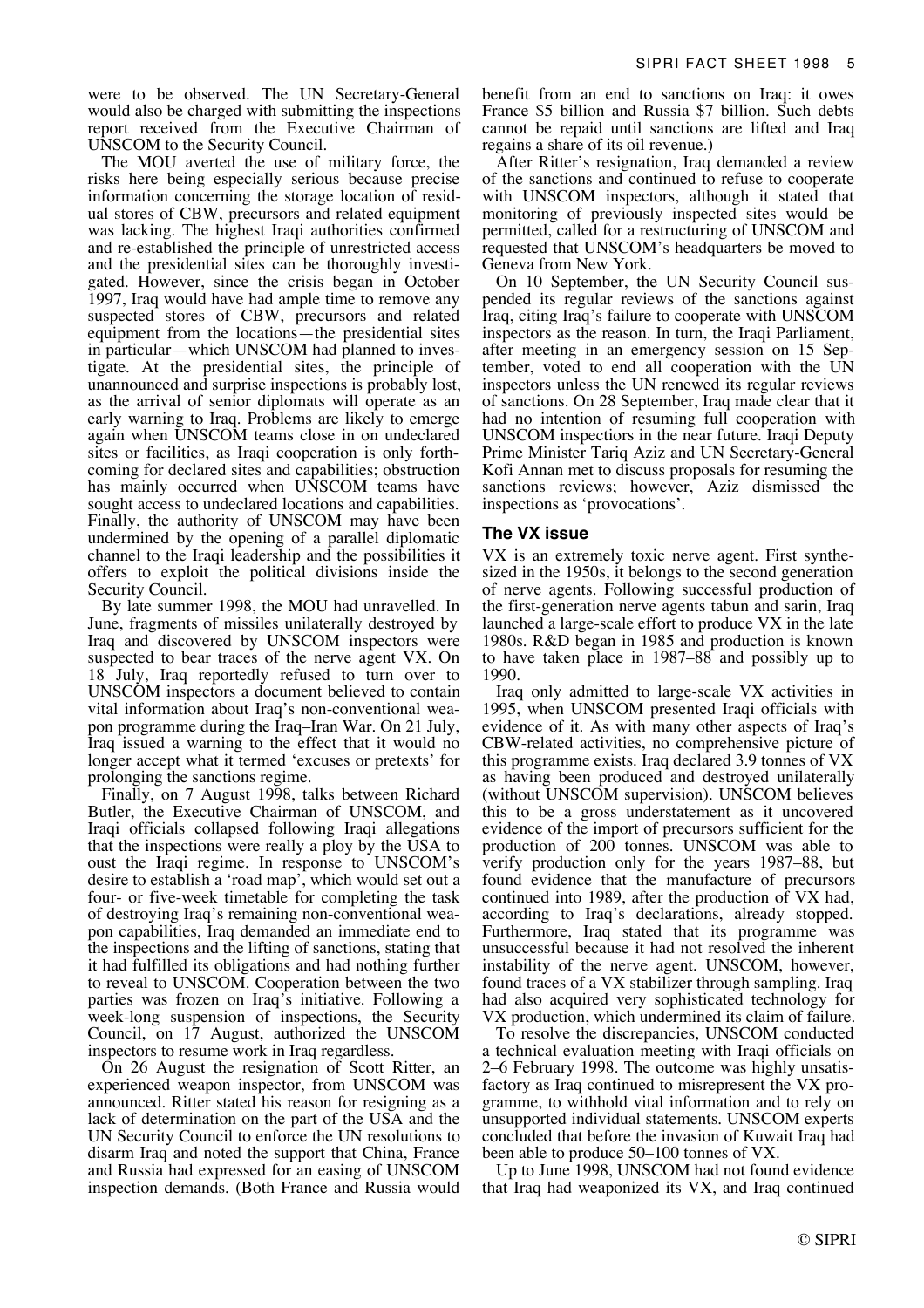were to be observed. The UN Secretary-General would also be charged with submitting the inspections report received from the Executive Chairman of UNSCOM to the Security Council.

The MOU averted the use of military force, the risks here being especially serious because precise information concerning the storage location of residual stores of CBW, precursors and related equipment was lacking. The highest Iraqi authorities confirmed and re-established the principle of unrestricted access and the presidential sites can be thoroughly investigated. However, since the crisis began in October 1997, Iraq would have had ample time to remove any suspected stores of CBW, precursors and related equipment from the locations—the presidential sites in particular—which UNSCOM had planned to investigate. At the presidential sites, the principle of unannounced and surprise inspections is probably lost, as the arrival of senior diplomats will operate as an early warning to Iraq. Problems are likely to emerge again when UNSCOM teams close in on undeclared sites or facilities, as Iraqi cooperation is only forthcoming for declared sites and capabilities; obstruction has mainly occurred when UNSCOM teams have sought access to undeclared locations and capabilities. Finally, the authority of UNSCOM may have been undermined by the opening of a parallel diplomatic channel to the Iraqi leadership and the possibilities it offers to exploit the political divisions inside the Security Council.

By late summer 1998, the MOU had unravelled. In June, fragments of missiles unilaterally destroyed by Iraq and discovered by UNSCOM inspectors were suspected to bear traces of the nerve agent VX. On 18 July, Iraq reportedly refused to turn over to UNSCOM inspectors a document believed to contain vital information about Iraq's non-conventional weapon programme during the Iraq–Iran War. On 21 July, Iraq issued a warning to the effect that it would no longer accept what it termed 'excuses or pretexts' for prolonging the sanctions regime.

Finally, on 7 August 1998, talks between Richard Butler, the Executive Chairman of UNSCOM, and Iraqi officials collapsed following Iraqi allegations that the inspections were really a ploy by the USA to oust the Iraqi regime. In response to UNSCOM's desire to establish a 'road map', which would set out a four- or five-week timetable for completing the task of destroying Iraq's remaining non-conventional weapon capabilities, Iraq demanded an immediate end to the inspections and the lifting of sanctions, stating that it had fulfilled its obligations and had nothing further to reveal to UNSCOM. Cooperation between the two parties was frozen on Iraq's initiative. Following a week-long suspension of inspections, the Security Council, on 17 August, authorized the UNSCOM inspectors to resume work in Iraq regardless.

On 26 August the resignation of Scott Ritter, an experienced weapon inspector, from UNSCOM was announced. Ritter stated his reason for resigning as a lack of determination on the part of the USA and the UN Security Council to enforce the UN resolutions to disarm Iraq and noted the support that China, France and Russia had expressed for an easing of UNSCOM inspection demands. (Both France and Russia would benefit from an end to sanctions on Iraq: it owes France \$5 billion and Russia \$7 billion. Such debts cannot be repaid until sanctions are lifted and Iraq regains a share of its oil revenue.)

After Ritter's resignation, Iraq demanded a review of the sanctions and continued to refuse to cooperate with UNSCOM inspectors, although it stated that monitoring of previously inspected sites would be permitted, called for a restructuring of UNSCOM and requested that UNSCOM's headquarters be moved to Geneva from New York.

On 10 September, the UN Security Council suspended its regular reviews of the sanctions against Iraq, citing Iraq's failure to cooperate with UNSCOM inspectors as the reason. In turn, the Iraqi Parliament, after meeting in an emergency session on 15 September, voted to end all cooperation with the UN inspectors unless the UN renewed its regular reviews of sanctions. On 28 September, Iraq made clear that it had no intention of resuming full cooperation with UNSCOM inspectiors in the near future. Iraqi Deputy Prime Minister Tariq Aziz and UN Secretary-General Kofi Annan met to discuss proposals for resuming the sanctions reviews; however, Aziz dismissed the inspections as 'provocations'.

## The VX issue

VX is an extremely toxic nerve agent. First synthesized in the 1950s, it belongs to the second generation of nerve agents. Following successful production of the first-generation nerve agents tabun and sarin, Iraq launched a large-scale effort to produce VX in the late 1980s. R&D began in 1985 and production is known to have taken place in 1987–88 and possibly up to 1990.

Iraq only admitted to large-scale VX activities in 1995, when UNSCOM presented Iraqi officials with evidence of it. As with many other aspects of Iraq's CBW-related activities, no comprehensive picture of this programme exists. Iraq declared 3.9 tonnes of VX as having been produced and destroyed unilaterally (without UNSCOM supervision). UNSCOM believes this to be a gross understatement as it uncovered evidence of the import of precursors sufficient for the production of 200 tonnes. UNSCOM was able to verify production only for the years 1987–88, but found evidence that the manufacture of precursors continued into 1989, after the production of VX had, according to Iraq's declarations, already stopped. Furthermore, Iraq stated that its programme was unsuccessful because it had not resolved the inherent instability of the nerve agent. UNSCOM, however, found traces of a VX stabilizer through sampling. Iraq had also acquired very sophisticated technology for VX production, which undermined its claim of failure.

To resolve the discrepancies, UNSCOM conducted a technical evaluation meeting with Iraqi officials on 2–6 February 1998. The outcome was highly unsatisfactory as Iraq continued to misrepresent the VX programme, to withhold vital information and to rely on unsupported individual statements. UNSCOM experts concluded that before the invasion of Kuwait Iraq had been able to produce 50–100 tonnes of VX.

Up to June 1998, UNSCOM had not found evidence that Iraq had weaponized its VX, and Iraq continued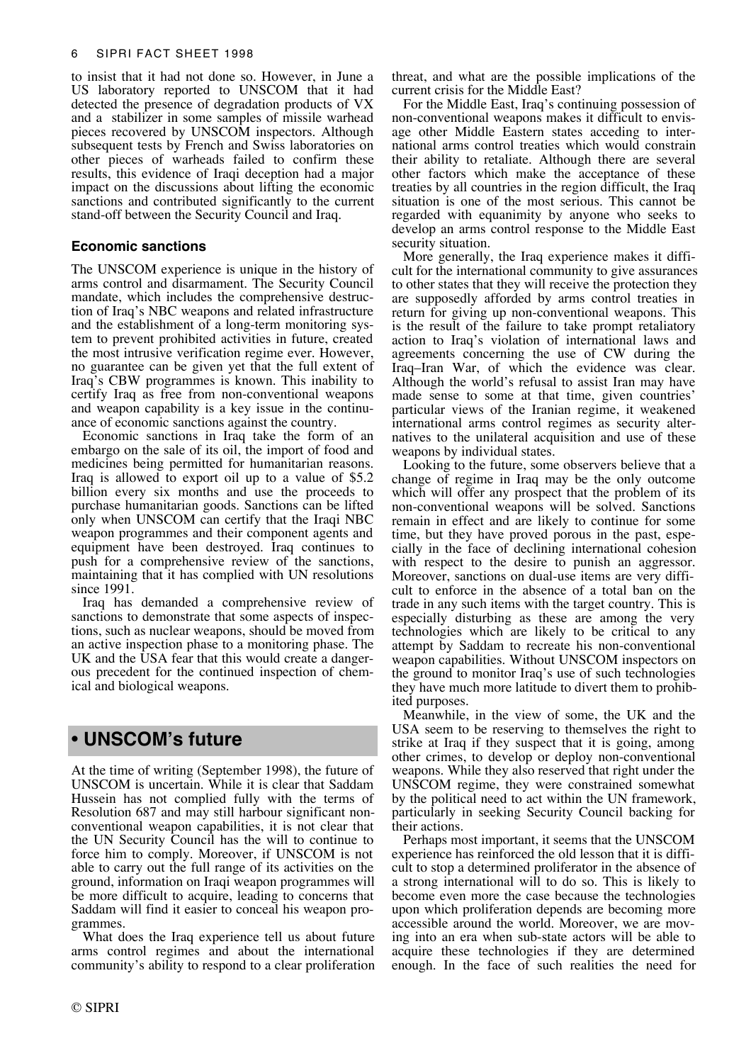to insist that it had not done so. However, in June a US laboratory reported to UNSCOM that it had detected the presence of degradation products of VX and a stabilizer in some samples of missile warhead pieces recovered by UNSCOM inspectors. Although subsequent tests by French and Swiss laboratories on other pieces of warheads failed to confirm these results, this evidence of Iraqi deception had a major impact on the discussions about lifting the economic sanctions and contributed significantly to the current stand-off between the Security Council and Iraq.

### Economic sanctions

The UNSCOM experience is unique in the history of arms control and disarmament. The Security Council mandate, which includes the comprehensive destruction of Iraq's NBC weapons and related infrastructure and the establishment of a long-term monitoring system to prevent prohibited activities in future, created the most intrusive verification regime ever. However, no guarantee can be given yet that the full extent of Iraq's CBW programmes is known. This inability to certify Iraq as free from non-conventional weapons and weapon capability is a key issue in the continuance of economic sanctions against the country.

Economic sanctions in Iraq take the form of an embargo on the sale of its oil, the import of food and medicines being permitted for humanitarian reasons. Iraq is allowed to export oil up to a value of $5.2 billion every six months and use the proceeds to purchase humanitarian goods. Sanctions can be lifted only when UNSCOM can certify that the Iraqi NBC weapon programmes and their component agents and equipment have been destroyed. Iraq continues to push for a comprehensive review of the sanctions, maintaining that it has complied with UN resolutions since 1991.

Iraq has demanded a comprehensive review of sanctions to demonstrate that some aspects of inspections, such as nuclear weapons, should be moved from an active inspection phase to a monitoring phase. The UK and the USA fear that this would create a dangerous precedent for the continued inspection of chemical and biological weapons.

## • UNSCOM's future

At the time of writing (September 1998), the future of UNSCOM is uncertain. While it is clear that Saddam Hussein has not complied fully with the terms of Resolution 687 and may still harbour significant non-conventional weapon capabilities, it is not clear that the UN Security Council has the will to continue to force him to comply. Moreover, if UNSCOM is not able to carry out the full range of its activities on the ground, information on Iraqi weapon programmes will be more difficult to acquire, leading to concerns that Saddam will find it easier to conceal his weapon programmes.

What does the Iraq experience tell us about future arms control regimes and about the international community's ability to respond to a clear proliferation threat, and what are the possible implications of the current crisis for the Middle East?

For the Middle East, Iraq's continuing possession of non-conventional weapons makes it difficult to envisage other Middle Eastern states acceding to international arms control treaties which would constrain their ability to retaliate. Although there are several other factors which make the acceptance of these treaties by all countries in the region difficult, the Iraq situation is one of the most serious. This cannot be regarded with equanimity by anyone who seeks to develop an arms control response to the Middle East security situation.

More generally, the Iraq experience makes it difficult for the international community to give assurances to other states that they will receive the protection they are supposedly afforded by arms control treaties in return for giving up non-conventional weapons. This is the result of the failure to take prompt retaliatory action to Iraq's violation of international laws and agreements concerning the use of CW during the Iraq–Iran War, of which the evidence was clear. Although the world's refusal to assist Iran may have made sense to some at that time, given countries' particular views of the Iranian regime, it weakened international arms control regimes as security alternatives to the unilateral acquisition and use of these weapons by individual states.

Looking to the future, some observers believe that a change of regime in Iraq may be the only outcome which will offer any prospect that the problem of its non-conventional weapons will be solved. Sanctions remain in effect and are likely to continue for some time, but they have proved porous in the past, especially in the face of declining international cohesion with respect to the desire to punish an aggressor. Moreover, sanctions on dual-use items are very difficult to enforce in the absence of a total ban on the trade in any such items with the target country. This is especially disturbing as these are among the very technologies which are likely to be critical to any attempt by Saddam to recreate his non-conventional weapon capabilities. Without UNSCOM inspectors on the ground to monitor Iraq's use of such technologies they have much more latitude to divert them to prohibited purposes.

Meanwhile, in the view of some, the UK and the USA seem to be reserving to themselves the right to strike at Iraq if they suspect that it is going, among other crimes, to develop or deploy non-conventional weapons. While they also reserved that right under the UNSCOM regime, they were constrained somewhat by the political need to act within the UN framework, particularly in seeking Security Council backing for their actions.

Perhaps most important, it seems that the UNSCOM experience has reinforced the old lesson that it is difficult to stop a determined proliferator in the absence of a strong international will to do so. This is likely to become even more the case because the technologies upon which proliferation depends are becoming more accessible around the world. Moreover, we are moving into an era when sub-state actors will be able to acquire these technologies if they are determined enough. In the face of such realities the need for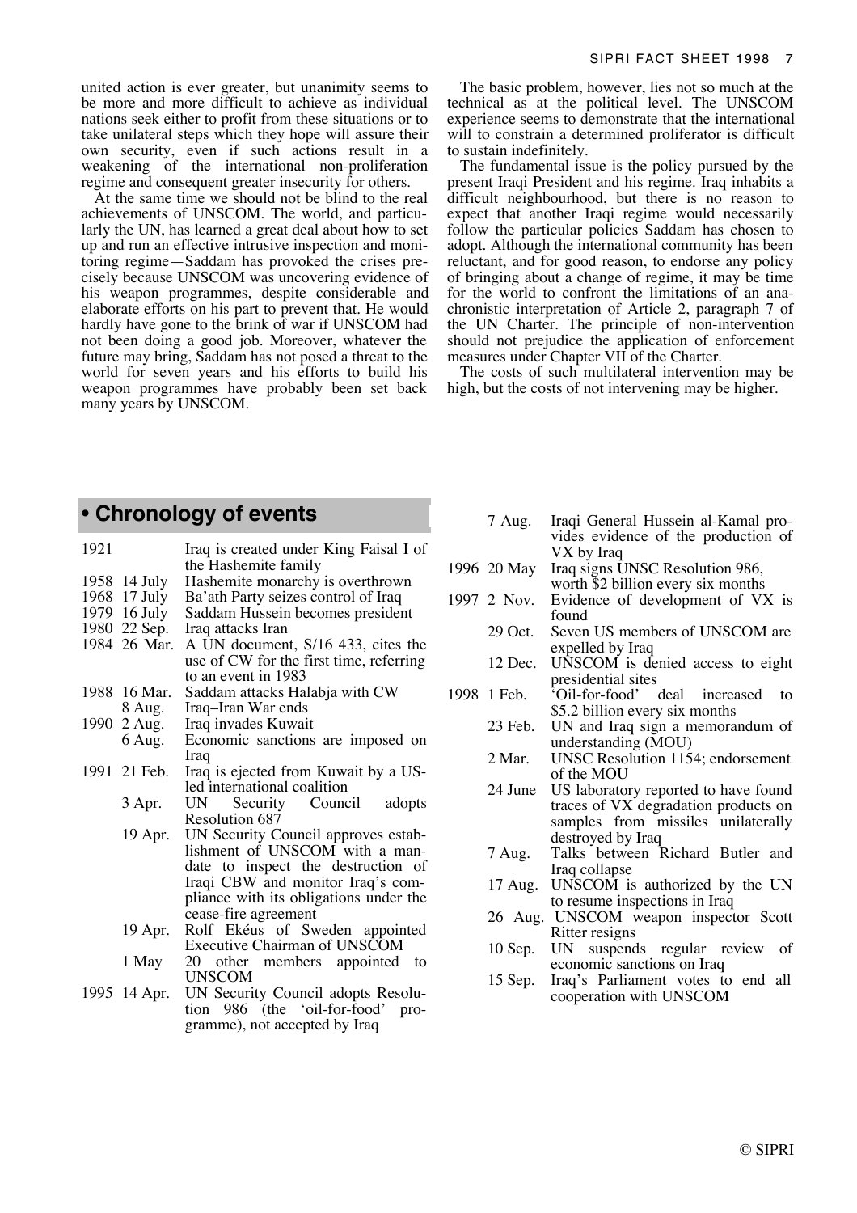united action is ever greater, but unanimity seems to be more and more difficult to achieve as individual nations seek either to profit from these situations or to take unilateral steps which they hope will assure their own security, even if such actions result in a weakening of the international non-proliferation regime and consequent greater insecurity for others.

At the same time we should not be blind to the real achievements of UNSCOM. The world, and particularly the UN, has learned a great deal about how to set up and run an effective intrusive inspection and monitoring regime—Saddam has provoked the crises precisely because UNSCOM was uncovering evidence of his weapon programmes, despite considerable and elaborate efforts on his part to prevent that. He would hardly have gone to the brink of war if UNSCOM had not been doing a good job. Moreover, whatever the future may bring, Saddam has not posed a threat to the world for seven years and his efforts to build his weapon programmes have probably been set back many years by UNSCOM.

The basic problem, however, lies not so much at the technical as at the political level. The UNSCOM experience seems to demonstrate that the international will to constrain a determined proliferator is difficult to sustain indefinitely.

The fundamental issue is the policy pursued by the present Iraqi President and his regime. Iraq inhabits a difficult neighbourhood, but there is no reason to expect that another Iraqi regime would necessarily follow the particular policies Saddam has chosen to adopt. Although the international community has been reluctant, and for good reason, to endorse any policy of bringing about a change of regime, it may be time for the world to confront the limitations of an anachronistic interpretation of Article 2, paragraph 7 of the UN Charter. The principle of non-intervention should not prejudice the application of enforcement measures under Chapter VII of the Charter.

The costs of such multilateral intervention may be high, but the costs of not intervening may be higher.

## • Chronology of events

| Year | Date | Event |
|---|---|---|
| 1921 | | Iraq is created under King Faisal I of the Hashemite family |
| 1958 | 14 July | Hashemite monarchy is overthrown |
| 1968 | 17 July | Ba'ath Party seizes control of Iraq |
| 1979 | 16 July | Saddam Hussein becomes president |
| 1980 | 22 Sep. | Iraq attacks Iran |
| 1984 | 26 Mar. | A UN document, S/16 433, cites the use of CW for the first time, referring to an event in 1983 |
| 1988 | 16 Mar. | Saddam attacks Halabja with CW |
| | 8 Aug. | Iraq–Iran War ends |
| 1990 | 2 Aug. | Iraq invades Kuwait |
| | 6 Aug. | Economic sanctions are imposed on Iraq |
| 1991 | 21 Feb. | Iraq is ejected from Kuwait by a US-led international coalition |
| | 3 Apr. | UN Security Council adopts Resolution 687 |
| | 19 Apr. | UN Security Council approves establishment of UNSCOM with a mandate to inspect the destruction of Iraqi CBW and monitor Iraq's compliance with its obligations under the cease-fire agreement |
| | 19 Apr. | Rolf Ekéus of Sweden appointed Executive Chairman of UNSCOM |
| | 1 May | 20 other members appointed to UNSCOM |
| 1995 | 14 Apr. | UN Security Council adopts Resolution 986 (the 'oil-for-food' programme), not accepted by Iraq |
| | 7 Aug. | Iraqi General Hussein al-Kamal provides evidence of the production of VX by Iraq |
| 1996 | 20 May | Iraq signs UNSC Resolution 986, worth $2 billion every six months |
| 1997 | 2 Nov. | Evidence of development of VX is found |
| | 29 Oct. | Seven US members of UNSCOM are expelled by Iraq |
| | 12 Dec. | UNSCOM is denied access to eight presidential sites |
| 1998 | 1 Feb. | 'Oil-for-food' deal increased to $5.2 billion every six months |
| | 23 Feb. | UN and Iraq sign a memorandum of understanding (MOU) |
| | 2 Mar. | UNSC Resolution 1154; endorsement of the MOU |
| | 24 June | US laboratory reported to have found traces of VX degradation products on samples from missiles unilaterally destroyed by Iraq |
| | 7 Aug. | Talks between Richard Butler and Iraq collapse |
| | 17 Aug. | UNSCOM is authorized by the UN to resume inspections in Iraq |
| | 26 Aug. | UNSCOM weapon inspector Scott Ritter resigns |
| | 10 Sep. | UN suspends regular review of economic sanctions on Iraq |
| | 15 Sep. | Iraq's Parliament votes to end all cooperation with UNSCOM |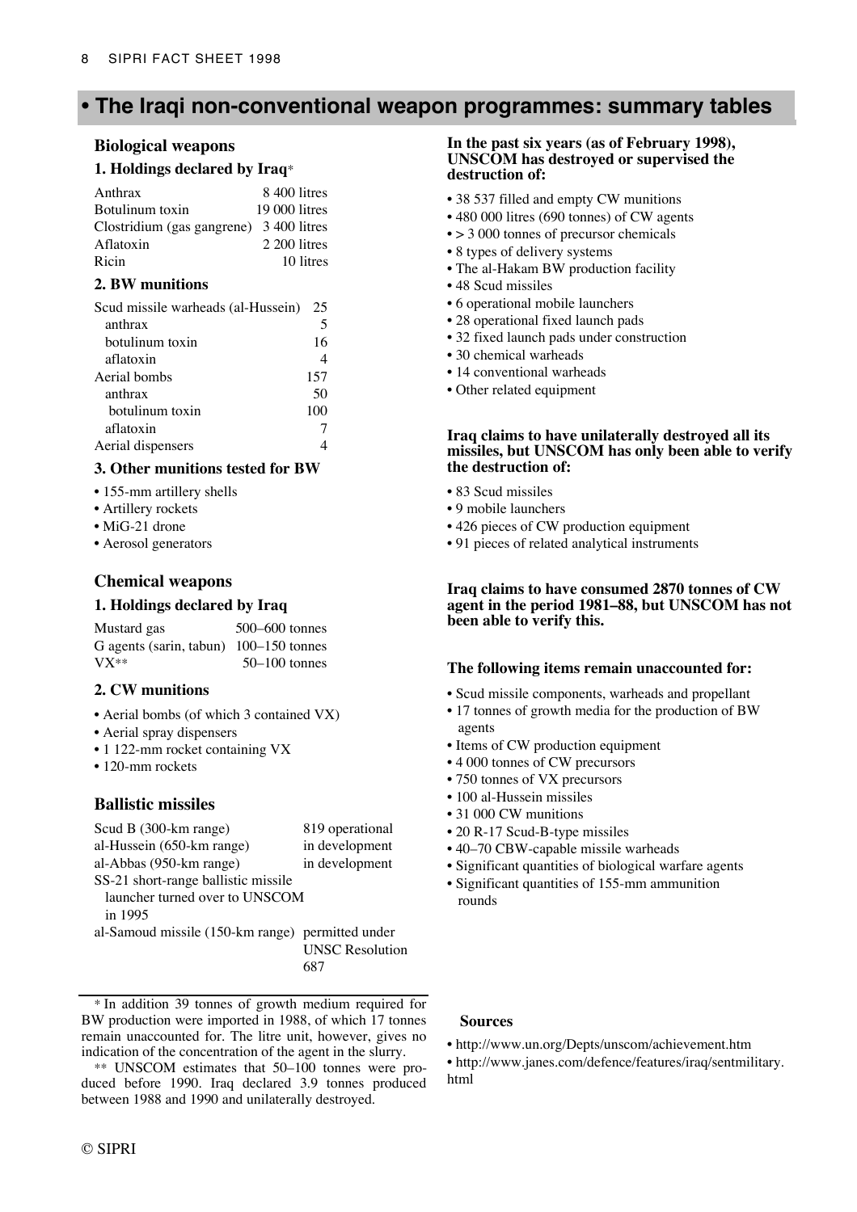# • The Iraqi non-conventional weapon programmes: summary tables

## Biological weapons

### 1. Holdings declared by Iraq*

| | |
|---|---|
| Anthrax | 8 400 litres |
| Botulinum toxin | 19 000 litres |
| Clostridium (gas gangrene) | 3 400 litres |
| Aflatoxin | 2 200 litres |
| Ricin | 10 litres |

### 2. BW munitions

| | |
|---|---|
| Scud missile warheads (al-Hussein) | 25 |
| anthrax | 5 |
| botulinum toxin | 16 |
| aflatoxin | 4 |
| Aerial bombs | 157 |
| anthrax | 50 |
| botulinum toxin | 100 |
| aflatoxin | 7 |
| Aerial dispensers | 4 |

### 3. Other munitions tested for BW

- 155-mm artillery shells
- Artillery rockets
- MiG-21 drone
- Aerosol generators

## Chemical weapons

### 1. Holdings declared by Iraq

| | |
|---|---|
| Mustard gas | 500–600 tonnes |
| G agents (sarin, tabun) | 100–150 tonnes |
| VX** | 50–100 tonnes |

### 2. CW munitions

- Aerial bombs (of which 3 contained VX)
- Aerial spray dispensers
- 1 122-mm rocket containing VX
- 120-mm rockets

## Ballistic missiles

| | |
|---|---|
| Scud B (300-km range) | 819 operational |
| al-Hussein (650-km range) | in development |
| al-Abbas (950-km range) | in development |
| SS-21 short-range ballistic missile launcher turned over to UNSCOM in 1995 | |
| al-Samoud missile (150-km range) | permitted under UNSC Resolution 687 |

* In addition 39 tonnes of growth medium required for BW production were imported in 1988, of which 17 tonnes remain unaccounted for. The litre unit, however, gives no indication of the concentration of the agent in the slurry.

** UNSCOM estimates that 50–100 tonnes were produced before 1990. Iraq declared 3.9 tonnes produced between 1988 and 1990 and unilaterally destroyed.

**In the past six years (as of February 1998), UNSCOM has destroyed or supervised the destruction of:**

- 38 537 filled and empty CW munitions
- 480 000 litres (690 tonnes) of CW agents
- > 3 000 tonnes of precursor chemicals
- 8 types of delivery systems
- The al-Hakam BW production facility
- 48 Scud missiles
- 6 operational mobile launchers
- 28 operational fixed launch pads
- 32 fixed launch pads under construction
- 30 chemical warheads
- 14 conventional warheads
- Other related equipment

**Iraq claims to have unilaterally destroyed all its missiles, but UNSCOM has only been able to verify the destruction of:**

- 83 Scud missiles
- 9 mobile launchers
- 426 pieces of CW production equipment
- 91 pieces of related analytical instruments

**Iraq claims to have consumed 2870 tonnes of CW agent in the period 1981–88, but UNSCOM has not been able to verify this.**

**The following items remain unaccounted for:**

- Scud missile components, warheads and propellant
- 17 tonnes of growth media for the production of BW agents
- Items of CW production equipment
- 4 000 tonnes of CW precursors
- 750 tonnes of VX precursors
- 100 al-Hussein missiles
- 31 000 CW munitions
- 20 R-17 Scud-B-type missiles
- 40–70 CBW-capable missile warheads
- Significant quantities of biological warfare agents
- Significant quantities of 155-mm ammunition rounds

**Sources**

- http://www.un.org/Depts/unscom/achievement.htm
- http://www.janes.com/defence/features/iraq/sentmilitary.html

© SIPRI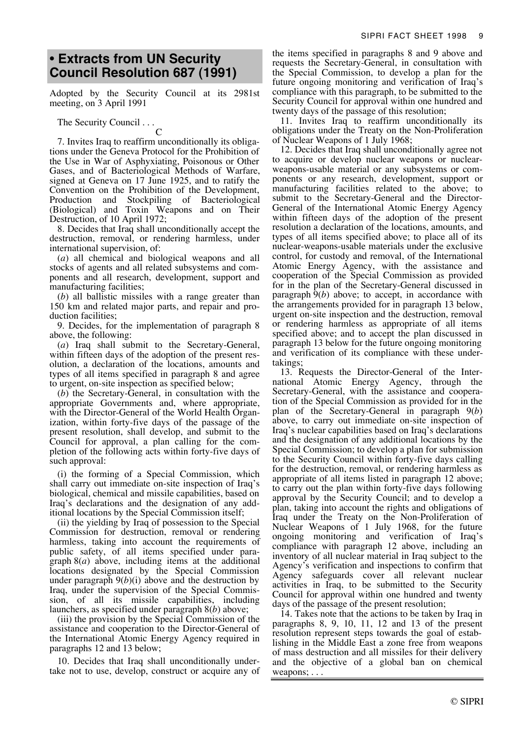## • Extracts from UN Security Council Resolution 687 (1991)

Adopted by the Security Council at its 2981st meeting, on 3 April 1991

The Security Council . . .

C

7. Invites Iraq to reaffirm unconditionally its obligations under the Geneva Protocol for the Prohibition of the Use in War of Asphyxiating, Poisonous or Other Gases, and of Bacteriological Methods of Warfare, signed at Geneva on 17 June 1925, and to ratify the Convention on the Prohibition of the Development, Production and Stockpiling of Bacteriological (Biological) and Toxin Weapons and on Their Destruction, of 10 April 1972;

8. Decides that Iraq shall unconditionally accept the destruction, removal, or rendering harmless, under international supervision, of:

(*a*) all chemical and biological weapons and all stocks of agents and all related subsystems and components and all research, development, support and manufacturing facilities;

(*b*) all ballistic missiles with a range greater than 150 km and related major parts, and repair and production facilities;

9. Decides, for the implementation of paragraph 8 above, the following:

(*a*) Iraq shall submit to the Secretary-General, within fifteen days of the adoption of the present resolution, a declaration of the locations, amounts and types of all items specified in paragraph 8 and agree to urgent, on-site inspection as specified below;

(*b*) the Secretary-General, in consultation with the appropriate Governments and, where appropriate, with the Director-General of the World Health Organization, within forty-five days of the passage of the present resolution, shall develop, and submit to the Council for approval, a plan calling for the completion of the following acts within forty-five days of such approval:

(i) the forming of a Special Commission, which shall carry out immediate on-site inspection of Iraq's biological, chemical and missile capabilities, based on Iraq's declarations and the designation of any additional locations by the Special Commission itself;

(ii) the yielding by Iraq of possession to the Special Commission for destruction, removal or rendering harmless, taking into account the requirements of public safety, of all items specified under paragraph 8(*a*) above, including items at the additional locations designated by the Special Commission under paragraph 9(*b*)(i) above and the destruction by Iraq, under the supervision of the Special Commission, of all its missile capabilities, including launchers, as specified under paragraph 8(*b*) above;

(iii) the provision by the Special Commission of the assistance and cooperation to the Director-General of the International Atomic Energy Agency required in paragraphs 12 and 13 below;

10. Decides that Iraq shall unconditionally undertake not to use, develop, construct or acquire any of the items specified in paragraphs 8 and 9 above and requests the Secretary-General, in consultation with the Special Commission, to develop a plan for the future ongoing monitoring and verification of Iraq's compliance with this paragraph, to be submitted to the Security Council for approval within one hundred and twenty days of the passage of this resolution;

11. Invites Iraq to reaffirm unconditionally its obligations under the Treaty on the Non-Proliferation of Nuclear Weapons of 1 July 1968;

12. Decides that Iraq shall unconditionally agree not to acquire or develop nuclear weapons or nuclear-weapons-usable material or any subsystems or components or any research, development, support or manufacturing facilities related to the above; to submit to the Secretary-General and the Director-General of the International Atomic Energy Agency within fifteen days of the adoption of the present resolution a declaration of the locations, amounts, and types of all items specified above; to place all of its nuclear-weapons-usable materials under the exclusive control, for custody and removal, of the International Atomic Energy Agency, with the assistance and cooperation of the Special Commission as provided for in the plan of the Secretary-General discussed in paragraph 9(*b*) above; to accept, in accordance with the arrangements provided for in paragraph 13 below, urgent on-site inspection and the destruction, removal or rendering harmless as appropriate of all items specified above; and to accept the plan discussed in paragraph 13 below for the future ongoing monitoring and verification of its compliance with these undertakings;

13. Requests the Director-General of the International Atomic Energy Agency, through the Secretary-General, with the assistance and cooperation of the Special Commission as provided for in the plan of the Secretary-General in paragraph 9(*b*) above, to carry out immediate on-site inspection of Iraq's nuclear capabilities based on Iraq's declarations and the designation of any additional locations by the Special Commission; to develop a plan for submission to the Security Council within forty-five days calling for the destruction, removal, or rendering harmless as appropriate of all items listed in paragraph 12 above; to carry out the plan within forty-five days following approval by the Security Council; and to develop a plan, taking into account the rights and obligations of Iraq under the Treaty on the Non-Proliferation of Nuclear Weapons of 1 July 1968, for the future ongoing monitoring and verification of Iraq's compliance with paragraph 12 above, including an inventory of all nuclear material in Iraq subject to the Agency's verification and inspections to confirm that Agency safeguards cover all relevant nuclear activities in Iraq, to be submitted to the Security Council for approval within one hundred and twenty days of the passage of the present resolution;

14. Takes note that the actions to be taken by Iraq in paragraphs 8, 9, 10, 11, 12 and 13 of the present resolution represent steps towards the goal of establishing in the Middle East a zone free from weapons of mass destruction and all missiles for their delivery and the objective of a global ban on chemical weapons; . . .

© SIPRI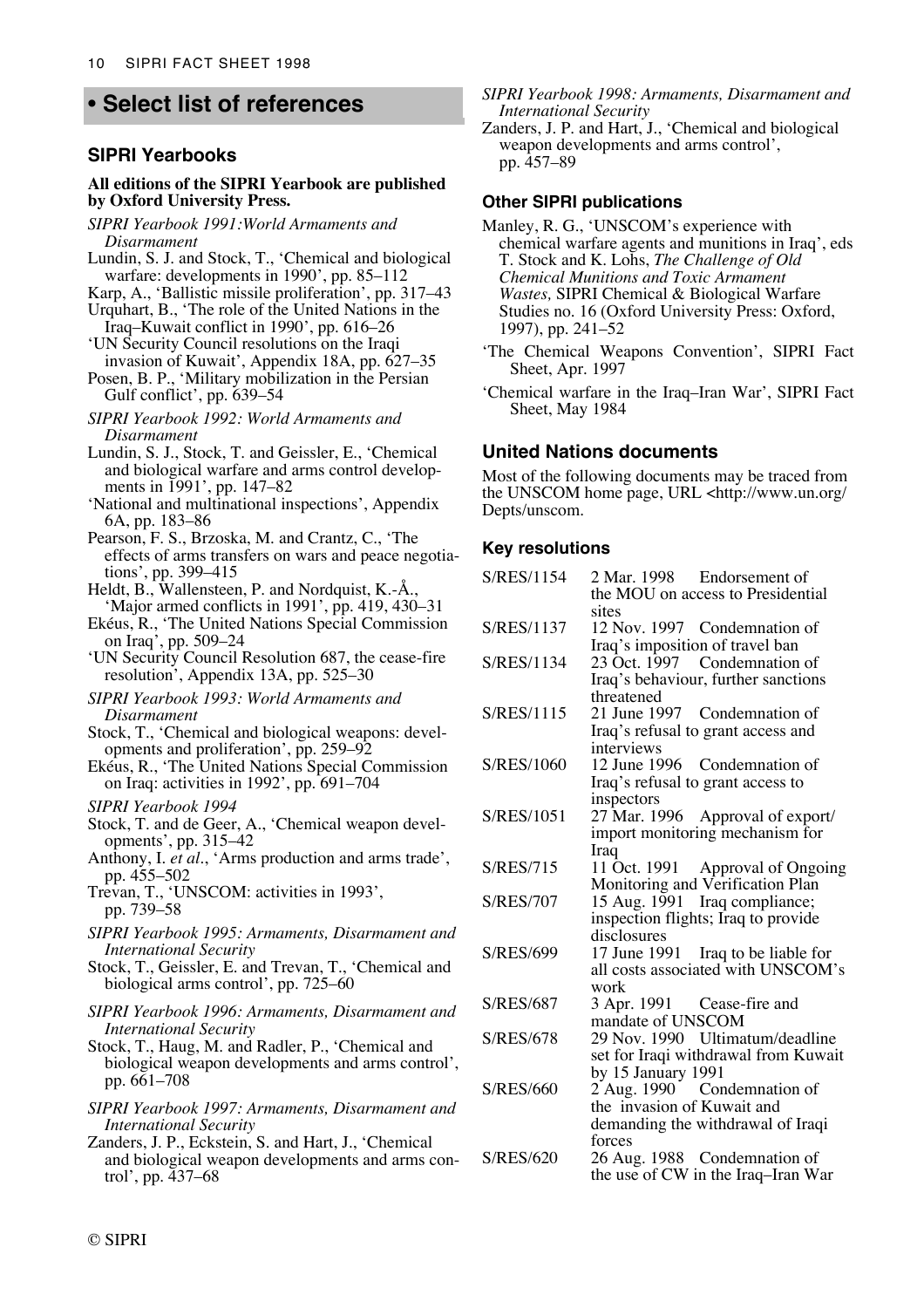# • Select list of references

## SIPRI Yearbooks

**All editions of the SIPRI Yearbook are published by Oxford University Press.**

*SIPRI Yearbook 1991:World Armaments and Disarmament*

Lundin, S. J. and Stock, T., 'Chemical and biological warfare: developments in 1990', pp. 85–112

Karp, A., 'Ballistic missile proliferation', pp. 317–43

Urquhart, B., 'The role of the United Nations in the Iraq–Kuwait conflict in 1990', pp. 616–26

'UN Security Council resolutions on the Iraqi invasion of Kuwait', Appendix 18A, pp. 627–35

Posen, B. P., 'Military mobilization in the Persian Gulf conflict', pp. 639–54

*SIPRI Yearbook 1992: World Armaments and Disarmament*

Lundin, S. J., Stock, T. and Geissler, E., 'Chemical and biological warfare and arms control developments in 1991', pp. 147–82

'National and multinational inspections', Appendix 6A, pp. 183–86

Pearson, F. S., Brzoska, M. and Crantz, C., 'The effects of arms transfers on wars and peace negotiations', pp. 399–415

Heldt, B., Wallensteen, P. and Nordquist, K.-Å., 'Major armed conflicts in 1991', pp. 419, 430–31

Ekéus, R., 'The United Nations Special Commission on Iraq', pp. 509–24

'UN Security Council Resolution 687, the cease-fire resolution', Appendix 13A, pp. 525–30

*SIPRI Yearbook 1993: World Armaments and Disarmament*

Stock, T., 'Chemical and biological weapons: developments and proliferation', pp. 259–92

Ekéus, R., 'The United Nations Special Commission on Iraq: activities in 1992', pp. 691–704

*SIPRI Yearbook 1994*

Stock, T. and de Geer, A., 'Chemical weapon developments', pp. 315–42

Anthony, I. *et al*., 'Arms production and arms trade', pp. 455–502

Trevan, T., 'UNSCOM: activities in 1993', pp. 739–58

*SIPRI Yearbook 1995: Armaments, Disarmament and International Security*

Stock, T., Geissler, E. and Trevan, T., 'Chemical and biological arms control', pp. 725–60

*SIPRI Yearbook 1996: Armaments, Disarmament and International Security*

Stock, T., Haug, M. and Radler, P., 'Chemical and biological weapon developments and arms control', pp. 661–708

*SIPRI Yearbook 1997: Armaments, Disarmament and International Security*

Zanders, J. P., Eckstein, S. and Hart, J., 'Chemical and biological weapon developments and arms control', pp. 437–68

*SIPRI Yearbook 1998: Armaments, Disarmament and International Security*

Zanders, J. P. and Hart, J., 'Chemical and biological weapon developments and arms control', pp. 457–89

## Other SIPRI publications

Manley, R. G., 'UNSCOM's experience with chemical warfare agents and munitions in Iraq', eds T. Stock and K. Lohs, *The Challenge of Old Chemical Munitions and Toxic Armament Wastes,* SIPRI Chemical & Biological Warfare Studies no. 16 (Oxford University Press: Oxford, 1997), pp. 241–52

'The Chemical Weapons Convention', SIPRI Fact Sheet, Apr. 1997

'Chemical warfare in the Iraq–Iran War', SIPRI Fact Sheet, May 1984

## United Nations documents

Most of the following documents may be traced from the UNSCOM home page, URL <http://www.un.org/Depts/unscom.

### Key resolutions

| Resolution | Date | Description |
|---|---|---|
| S/RES/1154 | 2 Mar. 1998 | Endorsement of the MOU on access to Presidential sites |
| S/RES/1137 | 12 Nov. 1997 | Condemnation of Iraq's imposition of travel ban |
| S/RES/1134 | 23 Oct. 1997 | Condemnation of Iraq's behaviour, further sanctions threatened |
| S/RES/1115 | 21 June 1997 | Condemnation of Iraq's refusal to grant access and interviews |
| S/RES/1060 | 12 June 1996 | Condemnation of Iraq's refusal to grant access to inspectors |
| S/RES/1051 | 27 Mar. 1996 | Approval of export/import monitoring mechanism for Iraq |
| S/RES/715 | 11 Oct. 1991 | Approval of Ongoing Monitoring and Verification Plan |
| S/RES/707 | 15 Aug. 1991 | Iraq compliance; inspection flights; Iraq to provide disclosures |
| S/RES/699 | 17 June 1991 | Iraq to be liable for all costs associated with UNSCOM's work |
| S/RES/687 | 3 Apr. 1991 | Cease-fire and mandate of UNSCOM |
| S/RES/678 | 29 Nov. 1990 | Ultimatum/deadline set for Iraqi withdrawal from Kuwait by 15 January 1991 |
| S/RES/660 | 2 Aug. 1990 | Condemnation of the invasion of Kuwait and demanding the withdrawal of Iraqi forces |
| S/RES/620 | 26 Aug. 1988 | Condemnation of the use of CW in the Iraq–Iran War |

© SIPRI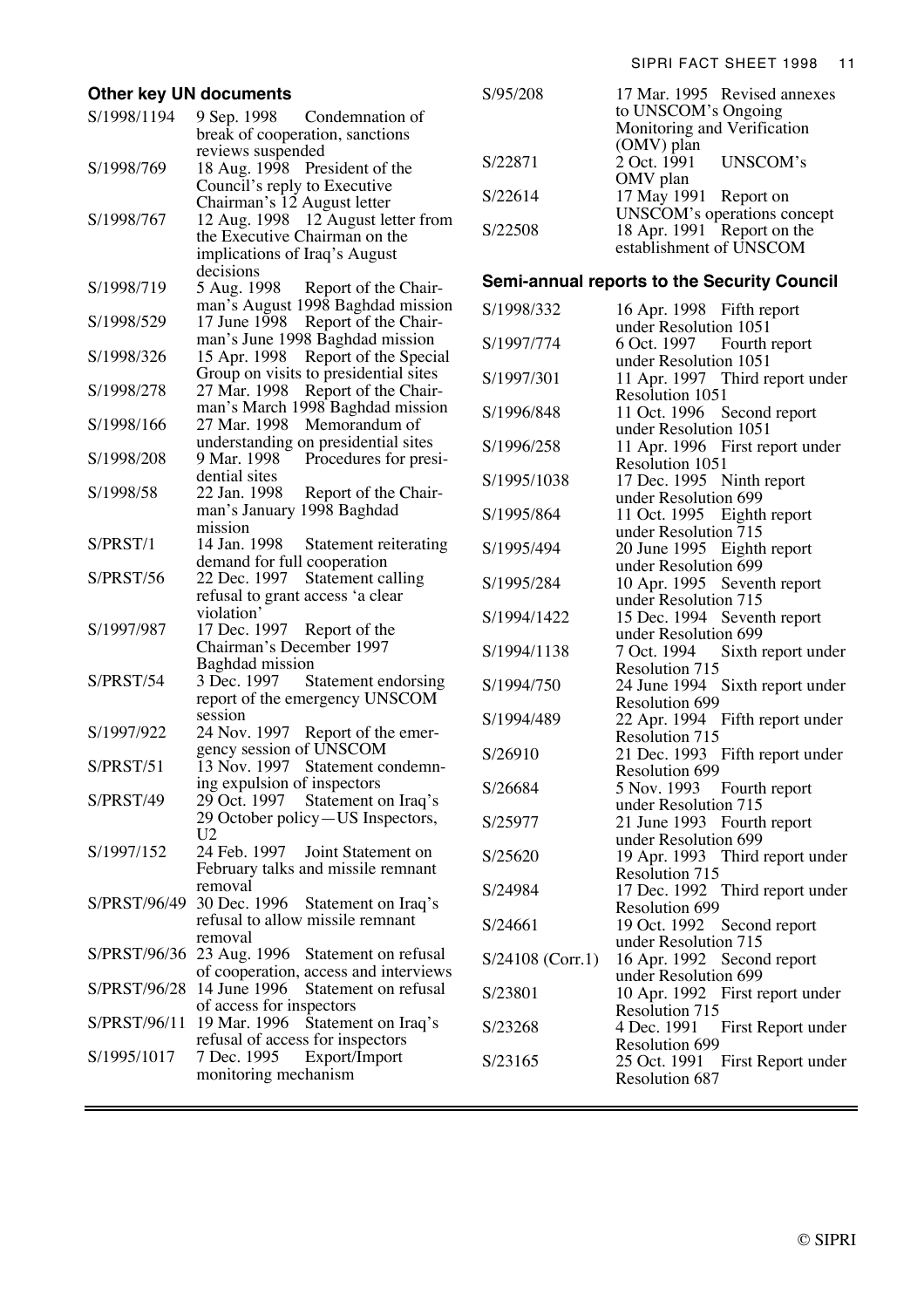## Other key UN documents

| | |
|---|---|
| S/1998/1194 | 9 Sep. 1998 Condemnation of break of cooperation, sanctions reviews suspended |
| S/1998/769 | 18 Aug. 1998 President of the Council's reply to Executive Chairman's 12 August letter |
| S/1998/767 | 12 Aug. 1998 12 August letter from the Executive Chairman on the implications of Iraq's August decisions |
| S/1998/719 | 5 Aug. 1998 Report of the Chairman's August 1998 Baghdad mission |
| S/1998/529 | 17 June 1998 Report of the Chairman's June 1998 Baghdad mission |
| S/1998/326 | 15 Apr. 1998 Report of the Special Group on visits to presidential sites |
| S/1998/278 | 27 Mar. 1998 Report of the Chairman's March 1998 Baghdad mission |
| S/1998/166 | 27 Mar. 1998 Memorandum of understanding on presidential sites |
| S/1998/208 | 9 Mar. 1998 Procedures for presidential sites |
| S/1998/58 | 22 Jan. 1998 Report of the Chairman's January 1998 Baghdad mission |
| S/PRST/1 | 14 Jan. 1998 Statement reiterating demand for full cooperation |
| S/PRST/56 | 22 Dec. 1997 Statement calling refusal to grant access 'a clear violation' |
| S/1997/987 | 17 Dec. 1997 Report of the Chairman's December 1997 Baghdad mission |
| S/PRST/54 | 3 Dec. 1997 Statement endorsing report of the emergency UNSCOM session |
| S/1997/922 | 24 Nov. 1997 Report of the emergency session of UNSCOM |
| S/PRST/51 | 13 Nov. 1997 Statement condemning expulsion of inspectors |
| S/PRST/49 | 29 Oct. 1997 Statement on Iraq's 29 October policy—US Inspectors, U2 |
| S/1997/152 | 24 Feb. 1997 Joint Statement on February talks and missile remnant removal |
| S/PRST/96/49 | 30 Dec. 1996 Statement on Iraq's refusal to allow missile remnant removal |
| S/PRST/96/36 | 23 Aug. 1996 Statement on refusal of cooperation, access and interviews |
| S/PRST/96/28 | 14 June 1996 Statement on refusal of access for inspectors |
| S/PRST/96/11 | 19 Mar. 1996 Statement on Iraq's refusal of access for inspectors |
| S/1995/1017 | 7 Dec. 1995 Export/Import monitoring mechanism |
| S/95/208 | 17 Mar. 1995 Revised annexes to UNSCOM's Ongoing Monitoring and Verification (OMV) plan |
| S/22871 | 2 Oct. 1991 UNSCOM's OMV plan |
| S/22614 | 17 May 1991 Report on UNSCOM's operations concept |
| S/22508 | 18 Apr. 1991 Report on the establishment of UNSCOM |

## Semi-annual reports to the Security Council

| | |
|---|---|
| S/1998/332 | 16 Apr. 1998 Fifth report under Resolution 1051 |
| S/1997/774 | 6 Oct. 1997 Fourth report under Resolution 1051 |
| S/1997/301 | 11 Apr. 1997 Third report under Resolution 1051 |
| S/1996/848 | 11 Oct. 1996 Second report under Resolution 1051 |
| S/1996/258 | 11 Apr. 1996 First report under Resolution 1051 |
| S/1995/1038 | 17 Dec. 1995 Ninth report under Resolution 699 |
| S/1995/864 | 11 Oct. 1995 Eighth report under Resolution 715 |
| S/1995/494 | 20 June 1995 Eighth report under Resolution 699 |
| S/1995/284 | 10 Apr. 1995 Seventh report under Resolution 715 |
| S/1994/1422 | 15 Dec. 1994 Seventh report under Resolution 699 |
| S/1994/1138 | 7 Oct. 1994 Sixth report under Resolution 715 |
| S/1994/750 | 24 June 1994 Sixth report under Resolution 699 |
| S/1994/489 | 22 Apr. 1994 Fifth report under Resolution 715 |
| S/26910 | 21 Dec. 1993 Fifth report under Resolution 699 |
| S/26684 | 5 Nov. 1993 Fourth report under Resolution 715 |
| S/25977 | 21 June 1993 Fourth report under Resolution 699 |
| S/25620 | 19 Apr. 1993 Third report under Resolution 715 |
| S/24984 | 17 Dec. 1992 Third report under Resolution 699 |
| S/24661 | 19 Oct. 1992 Second report under Resolution 715 |
| S/24108 (Corr.1) | 16 Apr. 1992 Second report under Resolution 699 |
| S/23801 | 10 Apr. 1992 First report under Resolution 715 |
| S/23268 | 4 Dec. 1991 First Report under Resolution 699 |
| S/23165 | 25 Oct. 1991 First Report under Resolution 687 |

© SIPRI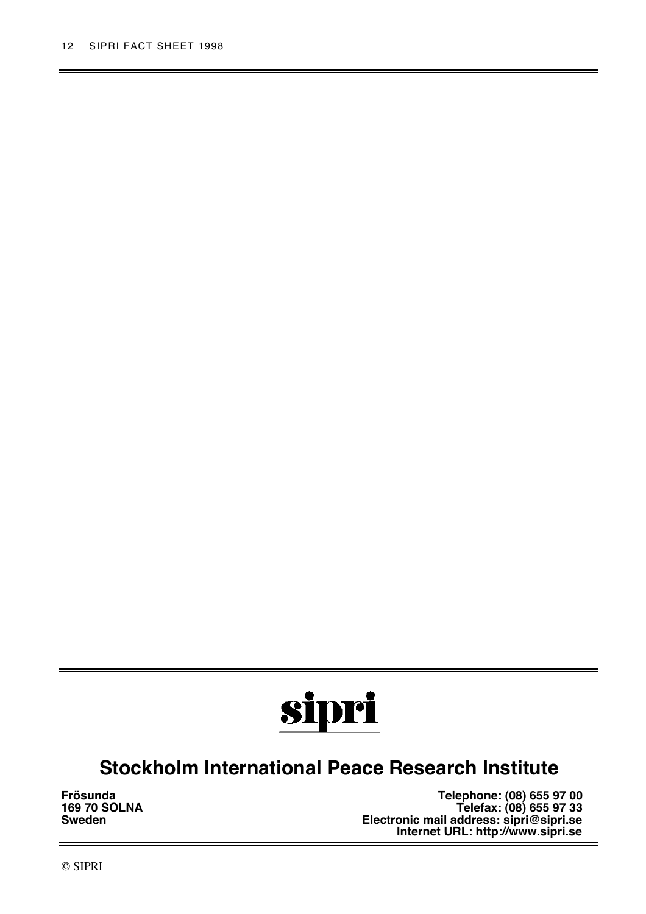**sipri**

## Stockholm International Peace Research Institute

**Frösunda**
**169 70 SOLNA**
**Sweden**

**Telephone: (08) 655 97 00**
**Telefax: (08) 655 97 33**
**Electronic mail address: sipri@sipri.se**
**Internet URL: http://www.sipri.se**

© SIPRI